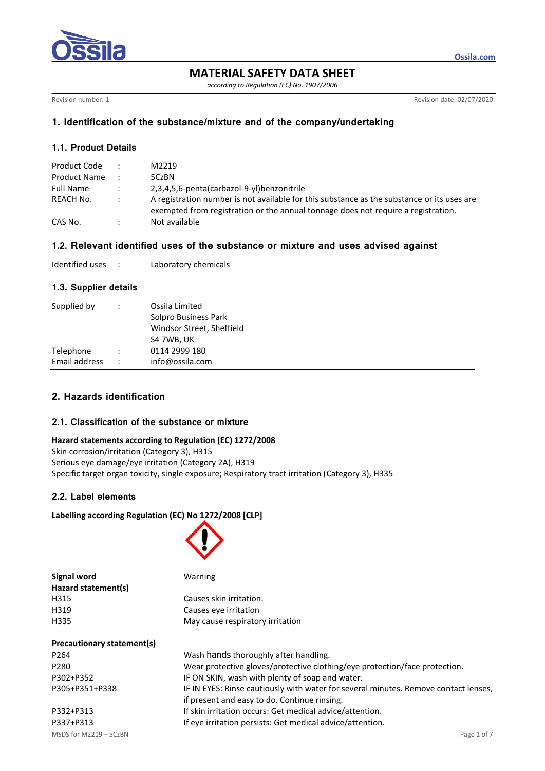# MATERIAL SAFETY DATA SHEET

*according to Regulation (EC) No. 1907/2006*

Revision number: 1

Revision date: 02/07/2020

## 1. Identification of the substance/mixture and of the company/undertaking

### 1.1. Product Details

| | | |
|---|---|---|
| Product Code | : | M2219 |
| Product Name | : | 5CzBN |
| Full Name | : | 2,3,4,5,6-penta(carbazol-9-yl)benzonitrile |
| REACH No. | : | A registration number is not available for this substance as the substance or its uses are exempted from registration or the annual tonnage does not require a registration. |
| CAS No. | : | Not available |

### 1.2. Relevant identified uses of the substance or mixture and uses advised against

| | | |
|---|---|---|
| Identified uses | : | Laboratory chemicals |

### 1.3. Supplier details

| | | |
|---|---|---|
| Supplied by | : | Ossila Limited<br>Solpro Business Park<br>Windsor Street, Sheffield<br>S4 7WB, UK |
| Telephone | : | 0114 2999 180 |
| Email address | : | info@ossila.com |

## 2. Hazards identification

### 2.1. Classification of the substance or mixture

**Hazard statements according to Regulation (EC) 1272/2008**

Skin corrosion/irritation (Category 3), H315

Serious eye damage/eye irritation (Category 2A), H319

Specific target organ toxicity, single exposure; Respiratory tract irritation (Category 3), H335

### 2.2. Label elements

**Labelling according Regulation (EC) No 1272/2008 [CLP]**

| | |
|---|---|
| **Signal word** | Warning |
| **Hazard statement(s)** | |
| H315 | Causes skin irritation. |
| H319 | Causes eye irritation |
| H335 | May cause respiratory irritation |

| | |
|---|---|
| **Precautionary statement(s)** | |
| P264 | Wash hands thoroughly after handling. |
| P280 | Wear protective gloves/protective clothing/eye protection/face protection. |
| P302+P352 | IF ON SKIN, wash with plenty of soap and water. |
| P305+P351+P338 | IF IN EYES: Rinse cautiously with water for several minutes. Remove contact lenses, if present and easy to do. Continue rinsing. |
| P332+P313 | If skin irritation occurs: Get medical advice/attention. |
| P337+P313 | If eye irritation persists: Get medical advice/attention. |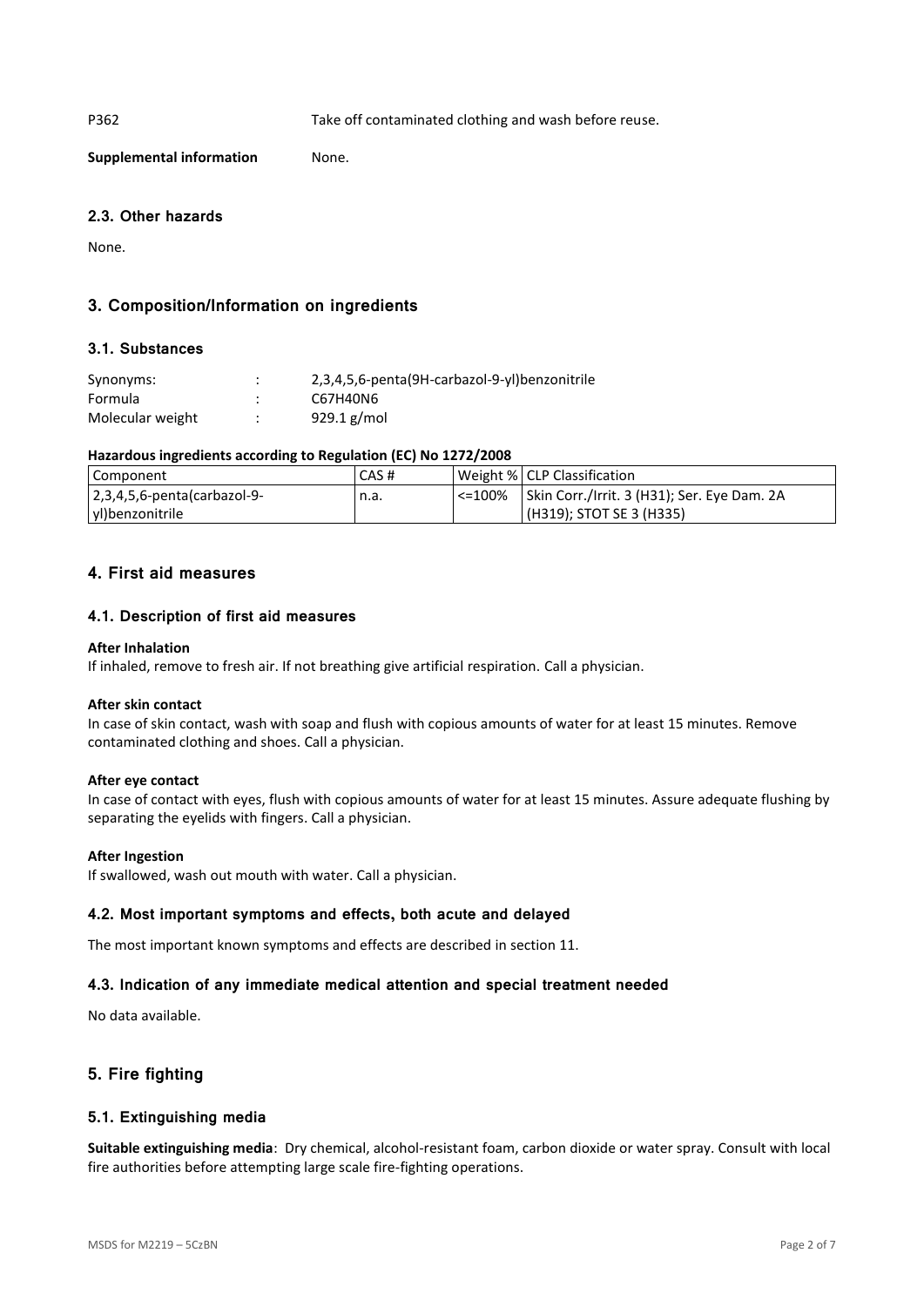P362 Take off contaminated clothing and wash before reuse.

**Supplemental information** None.

### 2.3. Other hazards

None.

## 3. Composition/Information on ingredients

### 3.1. Substances

| | | |
|---|---|---|
| Synonyms: | : | 2,3,4,5,6-penta(9H-carbazol-9-yl)benzonitrile |
| Formula | : | $C_{67}H_{40}N_6$ |
| Molecular weight | : | 929.1 g/mol |

**Hazardous ingredients according to Regulation (EC) No 1272/2008**

| Component | CAS # | Weight % | CLP Classification |
|---|---|---|---|
| 2,3,4,5,6-penta(carbazol-9-yl)benzonitrile | n.a. | <=100% | Skin Corr./Irrit. 3 (H31); Ser. Eye Dam. 2A (H319); STOT SE 3 (H335) |

## 4. First aid measures

### 4.1. Description of first aid measures

**After Inhalation**
If inhaled, remove to fresh air. If not breathing give artificial respiration. Call a physician.

**After skin contact**
In case of skin contact, wash with soap and flush with copious amounts of water for at least 15 minutes. Remove contaminated clothing and shoes. Call a physician.

**After eye contact**
In case of contact with eyes, flush with copious amounts of water for at least 15 minutes. Assure adequate flushing by separating the eyelids with fingers. Call a physician.

**After Ingestion**
If swallowed, wash out mouth with water. Call a physician.

### 4.2. Most important symptoms and effects, both acute and delayed

The most important known symptoms and effects are described in section 11.

### 4.3. Indication of any immediate medical attention and special treatment needed

No data available.

## 5. Fire fighting

### 5.1. Extinguishing media

**Suitable extinguishing media**: Dry chemical, alcohol-resistant foam, carbon dioxide or water spray. Consult with local fire authorities before attempting large scale fire-fighting operations.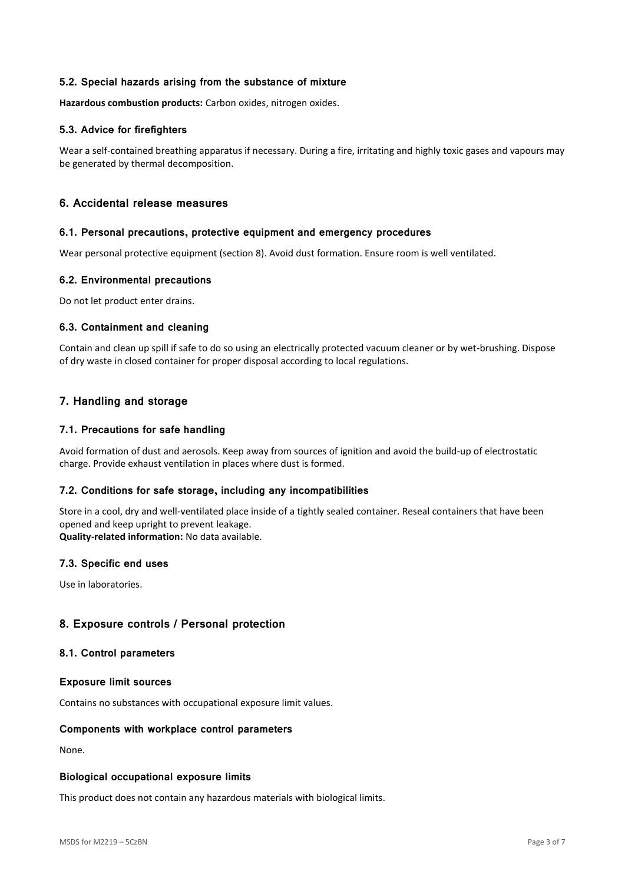### 5.2. Special hazards arising from the substance of mixture

**Hazardous combustion products:** Carbon oxides, nitrogen oxides.

### 5.3. Advice for firefighters

Wear a self-contained breathing apparatus if necessary. During a fire, irritating and highly toxic gases and vapours may be generated by thermal decomposition.

## 6. Accidental release measures

### 6.1. Personal precautions, protective equipment and emergency procedures

Wear personal protective equipment (section 8). Avoid dust formation. Ensure room is well ventilated.

### 6.2. Environmental precautions

Do not let product enter drains.

### 6.3. Containment and cleaning

Contain and clean up spill if safe to do so using an electrically protected vacuum cleaner or by wet-brushing. Dispose of dry waste in closed container for proper disposal according to local regulations.

## 7. Handling and storage

### 7.1. Precautions for safe handling

Avoid formation of dust and aerosols. Keep away from sources of ignition and avoid the build-up of electrostatic charge. Provide exhaust ventilation in places where dust is formed.

### 7.2. Conditions for safe storage, including any incompatibilities

Store in a cool, dry and well-ventilated place inside of a tightly sealed container. Reseal containers that have been opened and keep upright to prevent leakage.
**Quality-related information:** No data available.

### 7.3. Specific end uses

Use in laboratories.

## 8. Exposure controls / Personal protection

### 8.1. Control parameters

#### Exposure limit sources

Contains no substances with occupational exposure limit values.

#### Components with workplace control parameters

None.

#### Biological occupational exposure limits

This product does not contain any hazardous materials with biological limits.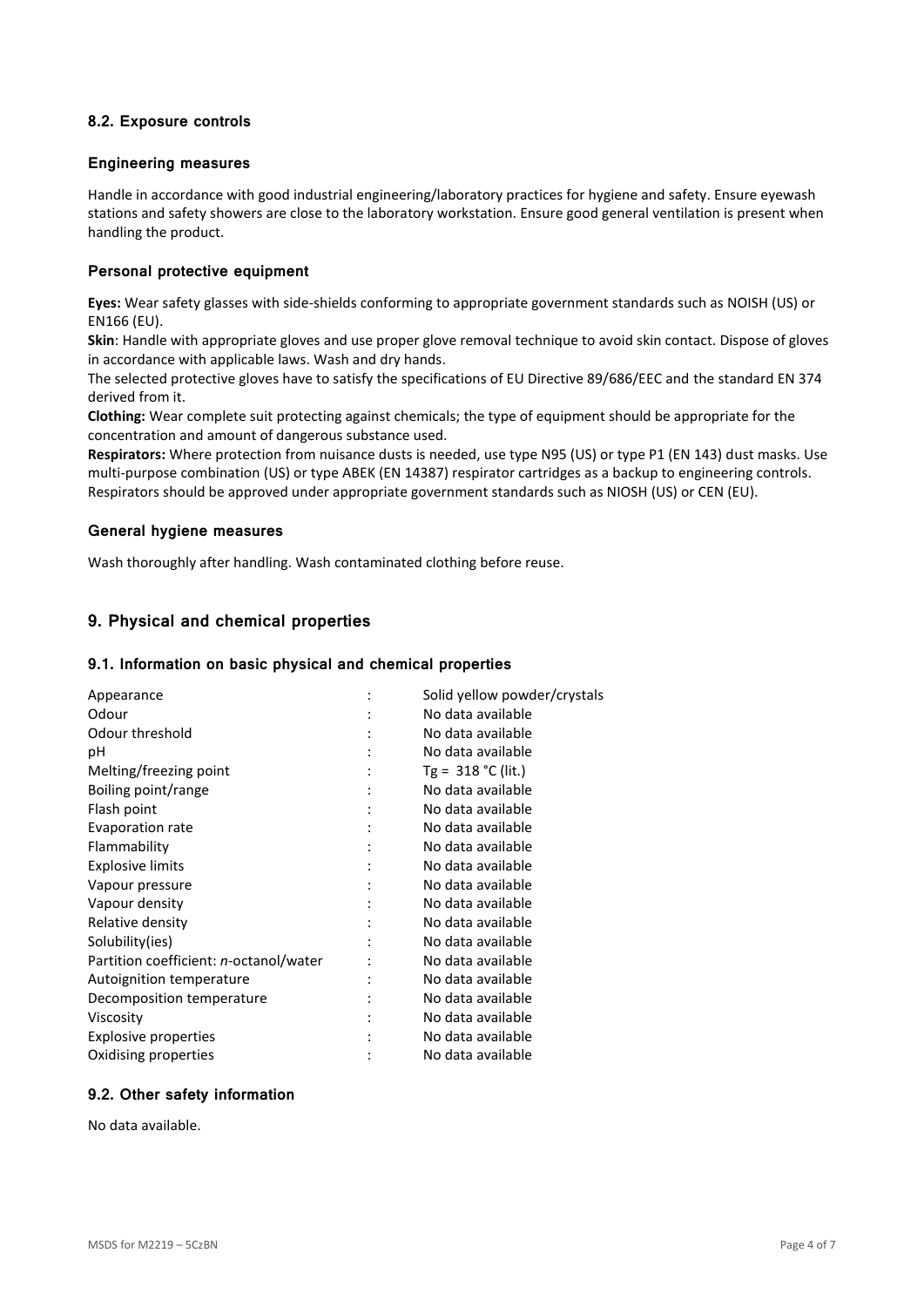### 8.2. Exposure controls

#### Engineering measures

Handle in accordance with good industrial engineering/laboratory practices for hygiene and safety. Ensure eyewash stations and safety showers are close to the laboratory workstation. Ensure good general ventilation is present when handling the product.

#### Personal protective equipment

**Eyes:** Wear safety glasses with side-shields conforming to appropriate government standards such as NOISH (US) or EN166 (EU).

**Skin**: Handle with appropriate gloves and use proper glove removal technique to avoid skin contact. Dispose of gloves in accordance with applicable laws. Wash and dry hands.

The selected protective gloves have to satisfy the specifications of EU Directive 89/686/EEC and the standard EN 374 derived from it.

**Clothing:** Wear complete suit protecting against chemicals; the type of equipment should be appropriate for the concentration and amount of dangerous substance used.

**Respirators:** Where protection from nuisance dusts is needed, use type N95 (US) or type P1 (EN 143) dust masks. Use multi-purpose combination (US) or type ABEK (EN 14387) respirator cartridges as a backup to engineering controls. Respirators should be approved under appropriate government standards such as NIOSH (US) or CEN (EU).

#### General hygiene measures

Wash thoroughly after handling. Wash contaminated clothing before reuse.

## 9. Physical and chemical properties

### 9.1. Information on basic physical and chemical properties

| Property | | Value |
|---|---|---|
| Appearance | : | Solid yellow powder/crystals |
| Odour | : | No data available |
| Odour threshold | : | No data available |
| pH | : | No data available |
| Melting/freezing point | : | Tg = 318 °C (lit.) |
| Boiling point/range | : | No data available |
| Flash point | : | No data available |
| Evaporation rate | : | No data available |
| Flammability | : | No data available |
| Explosive limits | : | No data available |
| Vapour pressure | : | No data available |
| Vapour density | : | No data available |
| Relative density | : | No data available |
| Solubility(ies) | : | No data available |
| Partition coefficient: *n*-octanol/water | : | No data available |
| Autoignition temperature | : | No data available |
| Decomposition temperature | : | No data available |
| Viscosity | : | No data available |
| Explosive properties | : | No data available |
| Oxidising properties | : | No data available |

### 9.2. Other safety information

No data available.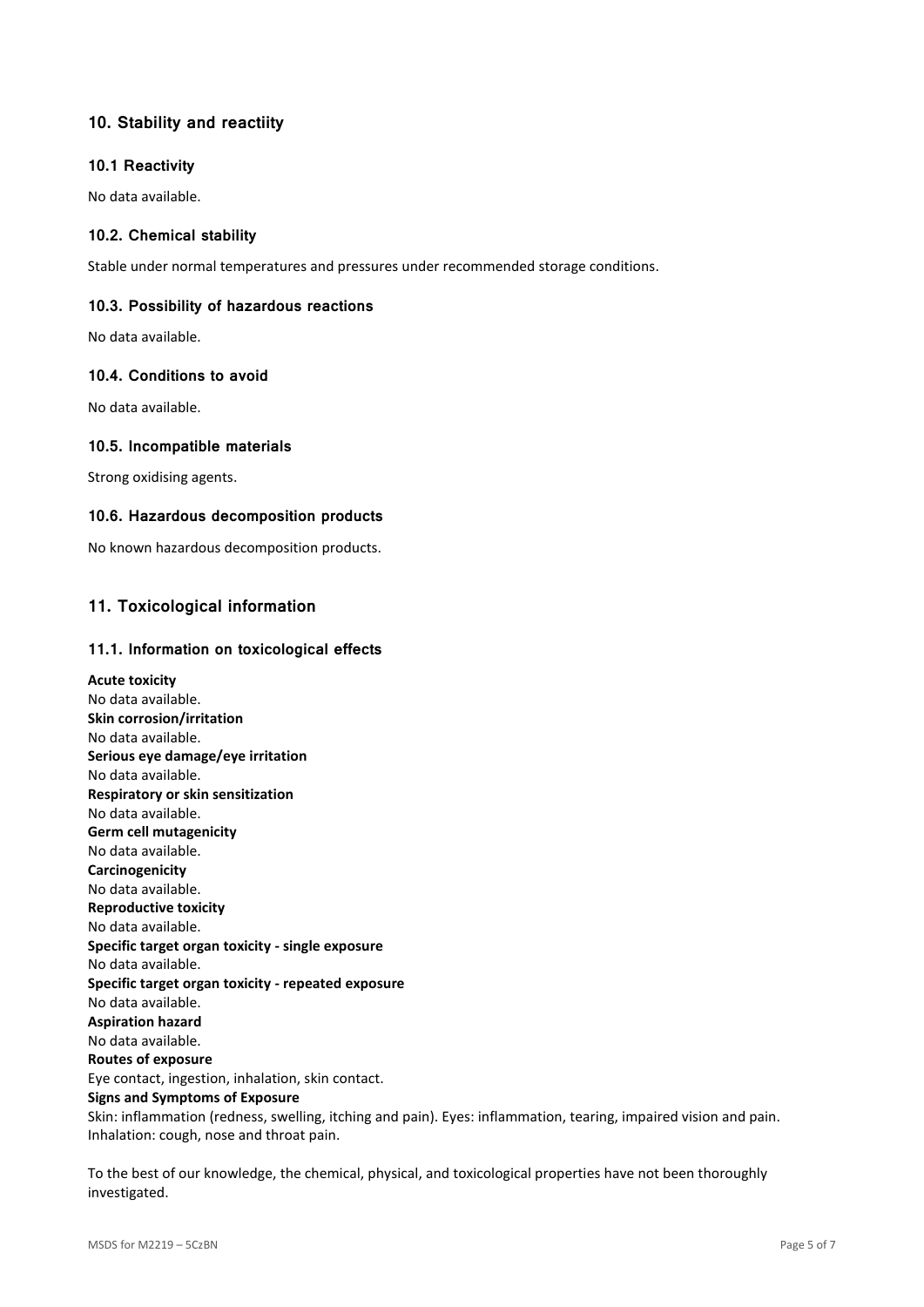## 10. Stability and reactiity

### 10.1 Reactivity

No data available.

### 10.2. Chemical stability

Stable under normal temperatures and pressures under recommended storage conditions.

### 10.3. Possibility of hazardous reactions

No data available.

### 10.4. Conditions to avoid

No data available.

### 10.5. Incompatible materials

Strong oxidising agents.

### 10.6. Hazardous decomposition products

No known hazardous decomposition products.

## 11. Toxicological information

### 11.1. Information on toxicological effects

**Acute toxicity**
No data available.
**Skin corrosion/irritation**
No data available.
**Serious eye damage/eye irritation**
No data available.
**Respiratory or skin sensitization**
No data available.
**Germ cell mutagenicity**
No data available.
**Carcinogenicity**
No data available.
**Reproductive toxicity**
No data available.
**Specific target organ toxicity - single exposure**
No data available.
**Specific target organ toxicity - repeated exposure**
No data available.
**Aspiration hazard**
No data available.
**Routes of exposure**
Eye contact, ingestion, inhalation, skin contact.
**Signs and Symptoms of Exposure**
Skin: inflammation (redness, swelling, itching and pain). Eyes: inflammation, tearing, impaired vision and pain. Inhalation: cough, nose and throat pain.

To the best of our knowledge, the chemical, physical, and toxicological properties have not been thoroughly investigated.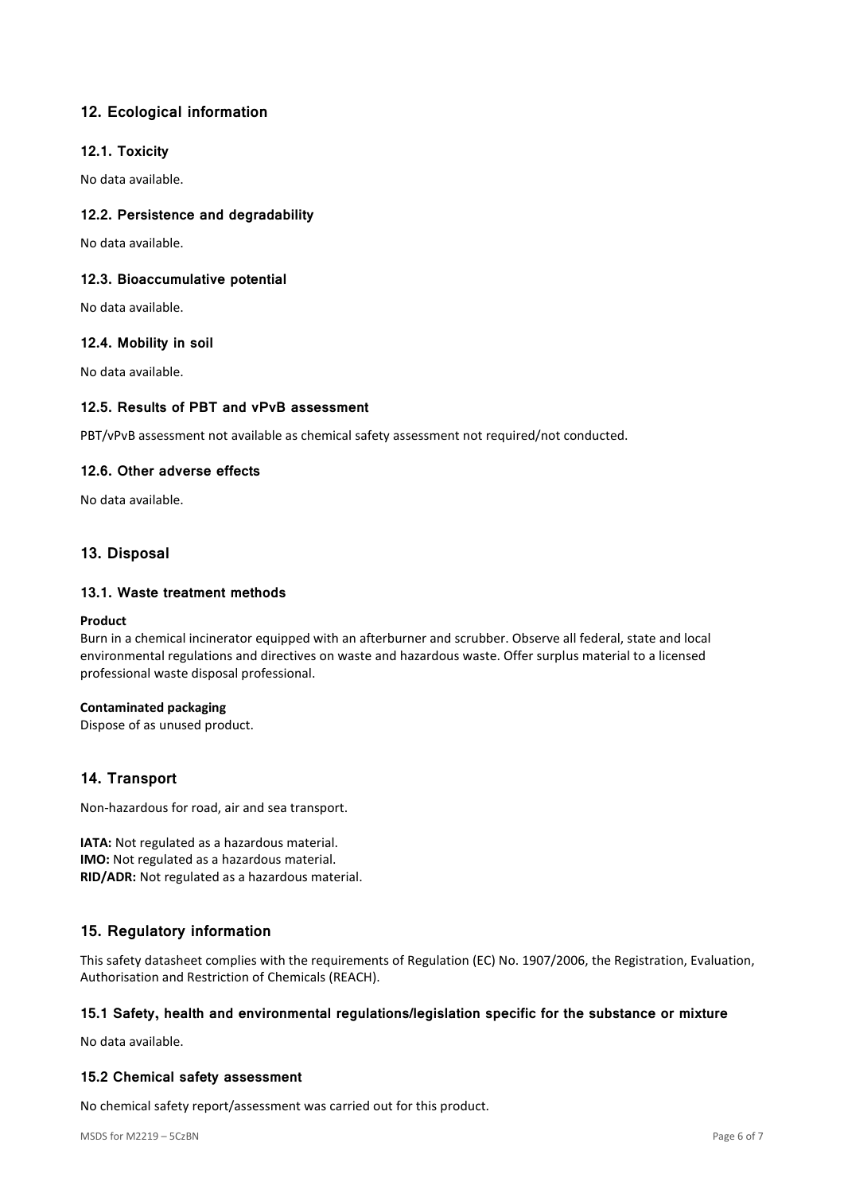## 12. Ecological information

### 12.1. Toxicity

No data available.

### 12.2. Persistence and degradability

No data available.

### 12.3. Bioaccumulative potential

No data available.

### 12.4. Mobility in soil

No data available.

### 12.5. Results of PBT and vPvB assessment

PBT/vPvB assessment not available as chemical safety assessment not required/not conducted.

### 12.6. Other adverse effects

No data available.

## 13. Disposal

### 13.1. Waste treatment methods

**Product**

Burn in a chemical incinerator equipped with an afterburner and scrubber. Observe all federal, state and local environmental regulations and directives on waste and hazardous waste. Offer surplus material to a licensed professional waste disposal professional.

**Contaminated packaging**

Dispose of as unused product.

## 14. Transport

Non-hazardous for road, air and sea transport.

**IATA:** Not regulated as a hazardous material.
**IMO:** Not regulated as a hazardous material.
**RID/ADR:** Not regulated as a hazardous material.

## 15. Regulatory information

This safety datasheet complies with the requirements of Regulation (EC) No. 1907/2006, the Registration, Evaluation, Authorisation and Restriction of Chemicals (REACH).

### 15.1 Safety, health and environmental regulations/legislation specific for the substance or mixture

No data available.

### 15.2 Chemical safety assessment

No chemical safety report/assessment was carried out for this product.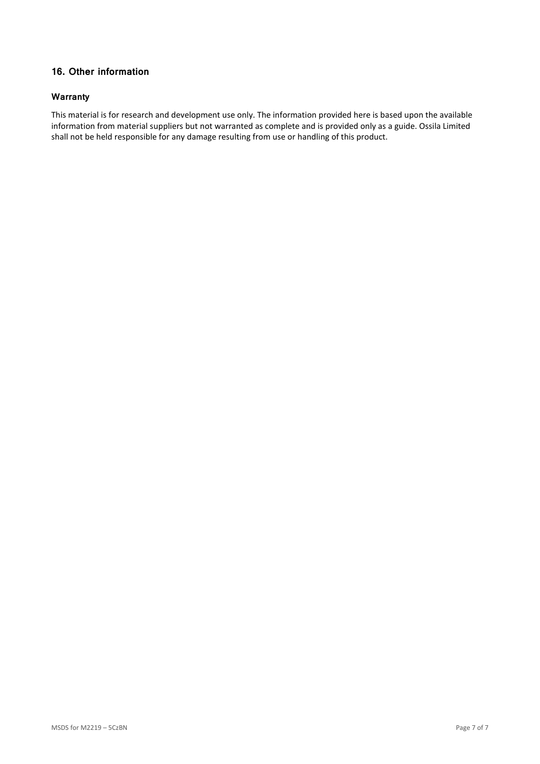## 16. Other information

### Warranty

This material is for research and development use only. The information provided here is based upon the available information from material suppliers but not warranted as complete and is provided only as a guide. Ossila Limited shall not be held responsible for any damage resulting from use or handling of this product.